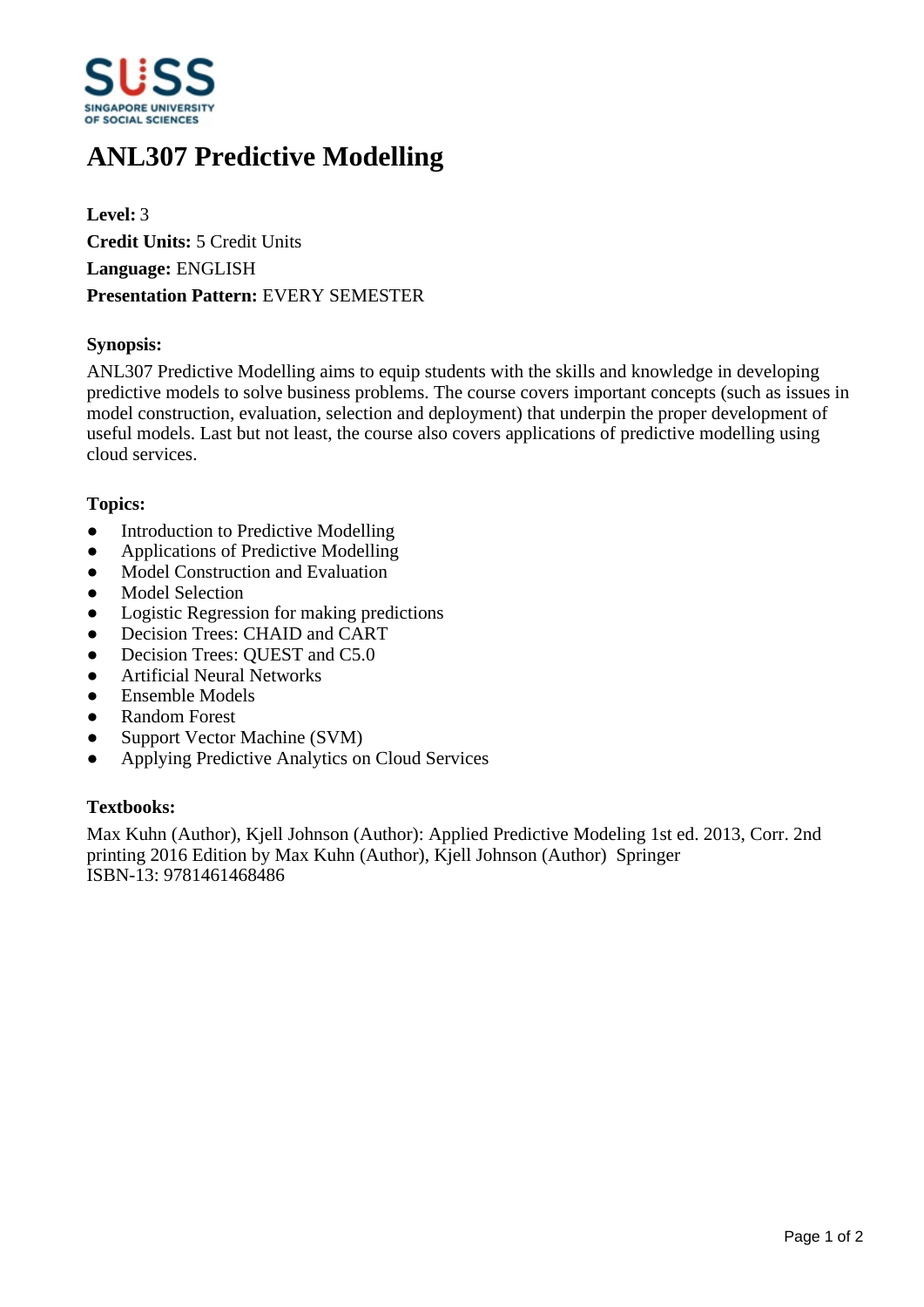# ANL307 Predictive Modelling

**Level:** 3
**Credit Units:** 5 Credit Units
**Language:** ENGLISH
**Presentation Pattern:** EVERY SEMESTER

**Synopsis:**

ANL307 Predictive Modelling aims to equip students with the skills and knowledge in developing predictive models to solve business problems. The course covers important concepts (such as issues in model construction, evaluation, selection and deployment) that underpin the proper development of useful models. Last but not least, the course also covers applications of predictive modelling using cloud services.

**Topics:**

- Introduction to Predictive Modelling
- Applications of Predictive Modelling
- Model Construction and Evaluation
- Model Selection
- Logistic Regression for making predictions
- Decision Trees: CHAID and CART
- Decision Trees: QUEST and C5.0
- Artificial Neural Networks
- Ensemble Models
- Random Forest
- Support Vector Machine (SVM)
- Applying Predictive Analytics on Cloud Services

**Textbooks:**

Max Kuhn (Author), Kjell Johnson (Author): Applied Predictive Modeling 1st ed. 2013, Corr. 2nd printing 2016 Edition by Max Kuhn (Author), Kjell Johnson (Author) Springer
ISBN-13: 9781461468486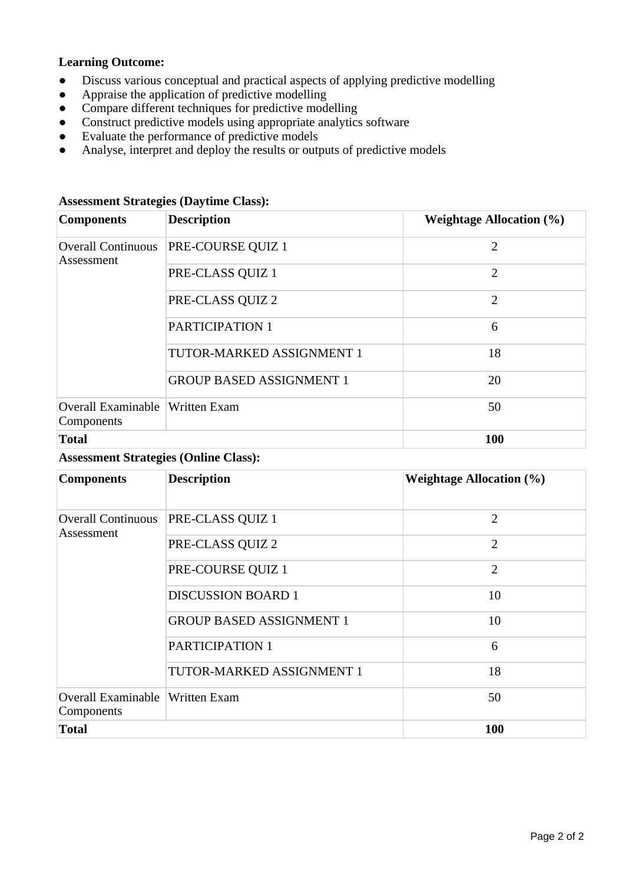**Learning Outcome:**

- Discuss various conceptual and practical aspects of applying predictive modelling
- Appraise the application of predictive modelling
- Compare different techniques for predictive modelling
- Construct predictive models using appropriate analytics software
- Evaluate the performance of predictive models
- Analyse, interpret and deploy the results or outputs of predictive models

**Assessment Strategies (Daytime Class):**

| Components | Description | Weightage Allocation (%) |
|---|---|---|
| Overall Continuous Assessment | PRE-COURSE QUIZ 1 | 2 |
| | PRE-CLASS QUIZ 1 | 2 |
| | PRE-CLASS QUIZ 2 | 2 |
| | PARTICIPATION 1 | 6 |
| | TUTOR-MARKED ASSIGNMENT 1 | 18 |
| | GROUP BASED ASSIGNMENT 1 | 20 |
| Overall Examinable Components | Written Exam | 50 |
| **Total** | | **100** |

**Assessment Strategies (Online Class):**

| Components | Description | Weightage Allocation (%) |
|---|---|---|
| Overall Continuous Assessment | PRE-CLASS QUIZ 1 | 2 |
| | PRE-CLASS QUIZ 2 | 2 |
| | PRE-COURSE QUIZ 1 | 2 |
| | DISCUSSION BOARD 1 | 10 |
| | GROUP BASED ASSIGNMENT 1 | 10 |
| | PARTICIPATION 1 | 6 |
| | TUTOR-MARKED ASSIGNMENT 1 | 18 |
| Overall Examinable Components | Written Exam | 50 |
| **Total** | | **100** |